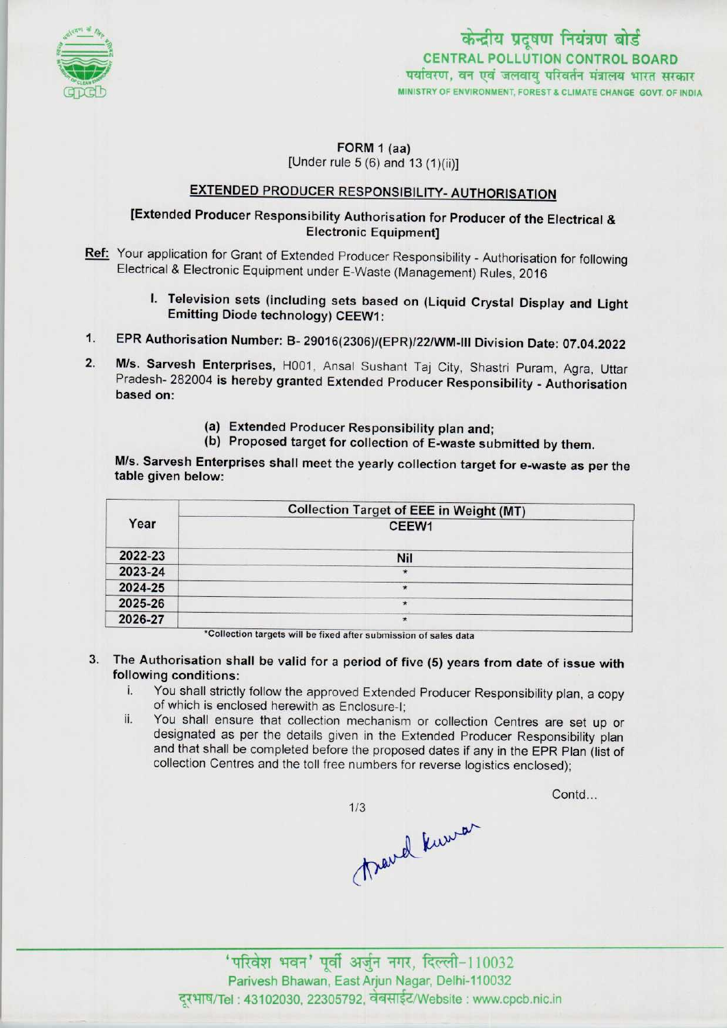केन्द्रीय प्रदूषण नियंत्रण बोर्ड
CENTRAL POLLUTION CONTROL BOARD
पर्यावरण, वन एवं जलवायु परिवर्तन मंत्रालय भारत सरकार
MINISTRY OF ENVIRONMENT, FOREST & CLIMATE CHANGE GOVT. OF INDIA

FORM 1 (aa)
[Under rule 5 (6) and 13 (1)(ii)]

## EXTENDED PRODUCER RESPONSIBILITY- AUTHORISATION

**[Extended Producer Responsibility Authorisation for Producer of the Electrical & Electronic Equipment]**

**Ref:** Your application for Grant of Extended Producer Responsibility - Authorisation for following Electrical & Electronic Equipment under E-Waste (Management) Rules, 2016

I. **Television sets (including sets based on (Liquid Crystal Display and Light Emitting Diode technology) CEEW1:**

1. **EPR Authorisation Number: B- 29016(2306)/(EPR)/22/WM-III Division Date: 07.04.2022**

2. **M/s. Sarvesh Enterprises,** H001, Ansal Sushant Taj City, Shastri Puram, Agra, Uttar Pradesh- 282004 **is hereby granted Extended Producer Responsibility - Authorisation based on:**

   (a) **Extended Producer Responsibility plan and;**
   (b) **Proposed target for collection of E-waste submitted by them.**

**M/s. Sarvesh Enterprises shall meet the yearly collection target for e-waste as per the table given below:**

| Year | Collection Target of EEE in Weight (MT) |
|---|---|
| | CEEW1 |
| 2022-23 | Nil |
| 2023-24 | * |
| 2024-25 | * |
| 2025-26 | * |
| 2026-27 | * |

*Collection targets will be fixed after submission of sales data

3. The Authorisation shall be valid for a period of five (5) years from date of issue with following conditions:
   i. You shall strictly follow the approved Extended Producer Responsibility plan, a copy of which is enclosed herewith as Enclosure-I;
   ii. You shall ensure that collection mechanism or collection Centres are set up or designated as per the details given in the Extended Producer Responsibility plan and that shall be completed before the proposed dates if any in the EPR Plan (list of collection Centres and the toll free numbers for reverse logistics enclosed);

Contd...

'परिवेश भवन' पूर्वी अर्जुन नगर, दिल्ली-110032
Parivesh Bhawan, East Arjun Nagar, Delhi-110032
दूरभाष/Tel : 43102030, 22305792, वेबसाईट/Website : www.cpcb.nic.in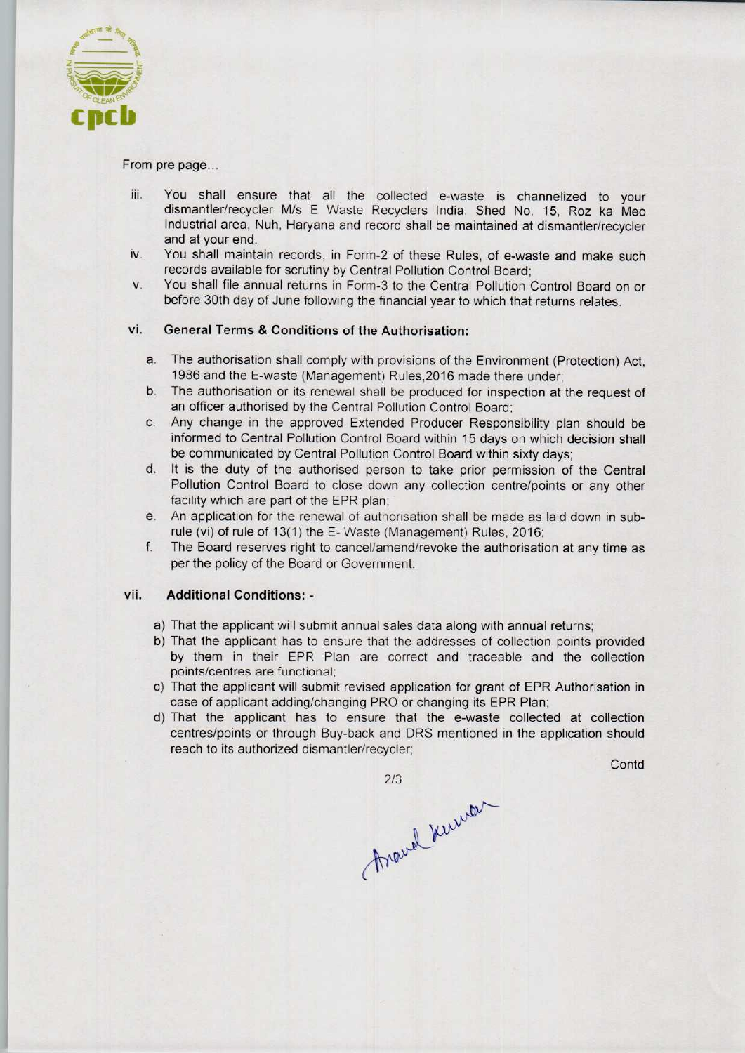From pre page...

iii. You shall ensure that all the collected e-waste is channelized to your dismantler/recycler M/s E Waste Recyclers India, Shed No. 15, Roz ka Meo Industrial area, Nuh, Haryana and record shall be maintained at dismantler/recycler and at your end.

iv. You shall maintain records, in Form-2 of these Rules, of e-waste and make such records available for scrutiny by Central Pollution Control Board;

v. You shall file annual returns in Form-3 to the Central Pollution Control Board on or before 30th day of June following the financial year to which that returns relates.

vi. **General Terms & Conditions of the Authorisation:**

a. The authorisation shall comply with provisions of the Environment (Protection) Act, 1986 and the E-waste (Management) Rules,2016 made there under;

b. The authorisation or its renewal shall be produced for inspection at the request of an officer authorised by the Central Pollution Control Board;

c. Any change in the approved Extended Producer Responsibility plan should be informed to Central Pollution Control Board within 15 days on which decision shall be communicated by Central Pollution Control Board within sixty days;

d. It is the duty of the authorised person to take prior permission of the Central Pollution Control Board to close down any collection centre/points or any other facility which are part of the EPR plan;

e. An application for the renewal of authorisation shall be made as laid down in sub-rule (vi) of rule of 13(1) the E- Waste (Management) Rules, 2016;

f. The Board reserves right to cancel/amend/revoke the authorisation at any time as per the policy of the Board or Government.

vii. **Additional Conditions: -**

a) That the applicant will submit annual sales data along with annual returns;

b) That the applicant has to ensure that the addresses of collection points provided by them in their EPR Plan are correct and traceable and the collection points/centres are functional;

c) That the applicant will submit revised application for grant of EPR Authorisation in case of applicant adding/changing PRO or changing its EPR Plan;

d) That the applicant has to ensure that the e-waste collected at collection centres/points or through Buy-back and DRS mentioned in the application should reach to its authorized dismantler/recycler;

Contd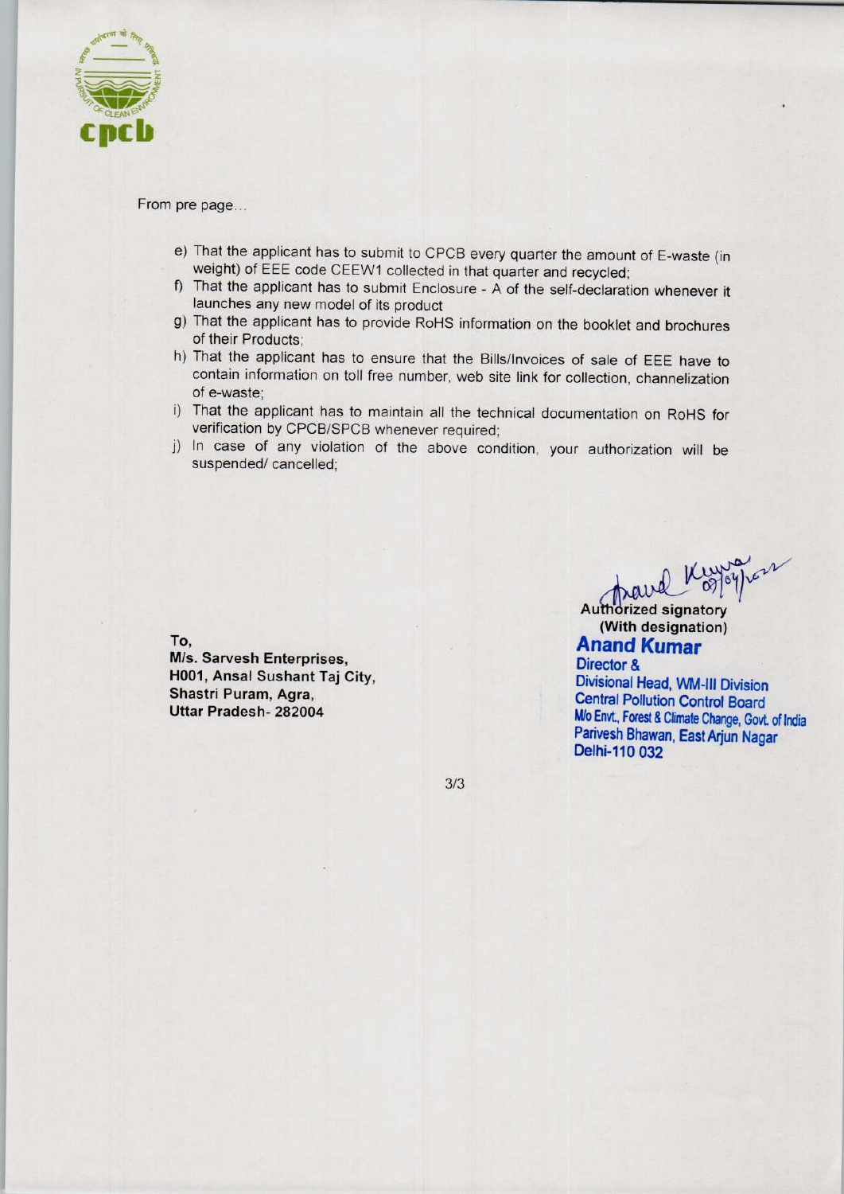From pre page...

e) That the applicant has to submit to CPCB every quarter the amount of E-waste (in weight) of EEE code CEEW1 collected in that quarter and recycled;
f) That the applicant has to submit Enclosure - A of the self-declaration whenever it launches any new model of its product
g) That the applicant has to provide RoHS information on the booklet and brochures of their Products;
h) That the applicant has to ensure that the Bills/Invoices of sale of EEE have to contain information on toll free number, web site link for collection, channelization of e-waste;
i) That the applicant has to maintain all the technical documentation on RoHS for verification by CPCB/SPCB whenever required;
j) In case of any violation of the above condition, your authorization will be suspended/ cancelled;

To,
**M/s. Sarvesh Enterprises,**
**H001, Ansal Sushant Taj City,**
**Shastri Puram, Agra,**
**Uttar Pradesh- 282004**

Anand Kumar 07/04/2022

**Authorized signatory**
**(With designation)**
**Anand Kumar**
**Director &**
**Divisional Head, WM-III Division**
**Central Pollution Control Board**
**M/o Envt., Forest & Climate Change, Govt. of India**
**Parivesh Bhawan, East Arjun Nagar**
**Delhi-110 032**